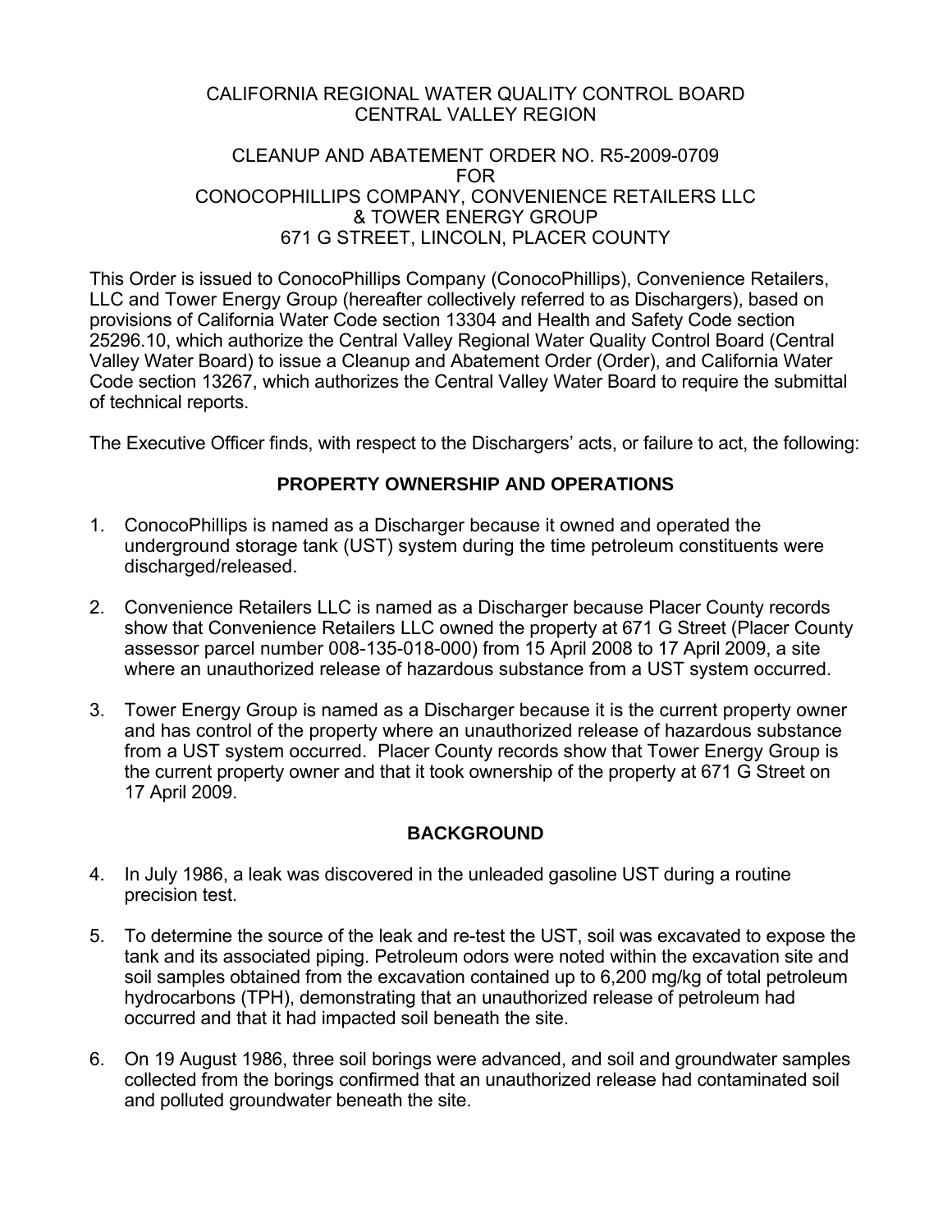CALIFORNIA REGIONAL WATER QUALITY CONTROL BOARD
CENTRAL VALLEY REGION

CLEANUP AND ABATEMENT ORDER NO. R5-2009-0709
FOR
CONOCOPHILLIPS COMPANY, CONVENIENCE RETAILERS LLC
& TOWER ENERGY GROUP
671 G STREET, LINCOLN, PLACER COUNTY

This Order is issued to ConocoPhillips Company (ConocoPhillips), Convenience Retailers, LLC and Tower Energy Group (hereafter collectively referred to as Dischargers), based on provisions of California Water Code section 13304 and Health and Safety Code section 25296.10, which authorize the Central Valley Regional Water Quality Control Board (Central Valley Water Board) to issue a Cleanup and Abatement Order (Order), and California Water Code section 13267, which authorizes the Central Valley Water Board to require the submittal of technical reports.

The Executive Officer finds, with respect to the Dischargers' acts, or failure to act, the following:

## PROPERTY OWNERSHIP AND OPERATIONS

1. ConocoPhillips is named as a Discharger because it owned and operated the underground storage tank (UST) system during the time petroleum constituents were discharged/released.

2. Convenience Retailers LLC is named as a Discharger because Placer County records show that Convenience Retailers LLC owned the property at 671 G Street (Placer County assessor parcel number 008-135-018-000) from 15 April 2008 to 17 April 2009, a site where an unauthorized release of hazardous substance from a UST system occurred.

3. Tower Energy Group is named as a Discharger because it is the current property owner and has control of the property where an unauthorized release of hazardous substance from a UST system occurred. Placer County records show that Tower Energy Group is the current property owner and that it took ownership of the property at 671 G Street on 17 April 2009.

## BACKGROUND

4. In July 1986, a leak was discovered in the unleaded gasoline UST during a routine precision test.

5. To determine the source of the leak and re-test the UST, soil was excavated to expose the tank and its associated piping. Petroleum odors were noted within the excavation site and soil samples obtained from the excavation contained up to 6,200 mg/kg of total petroleum hydrocarbons (TPH), demonstrating that an unauthorized release of petroleum had occurred and that it had impacted soil beneath the site.

6. On 19 August 1986, three soil borings were advanced, and soil and groundwater samples collected from the borings confirmed that an unauthorized release had contaminated soil and polluted groundwater beneath the site.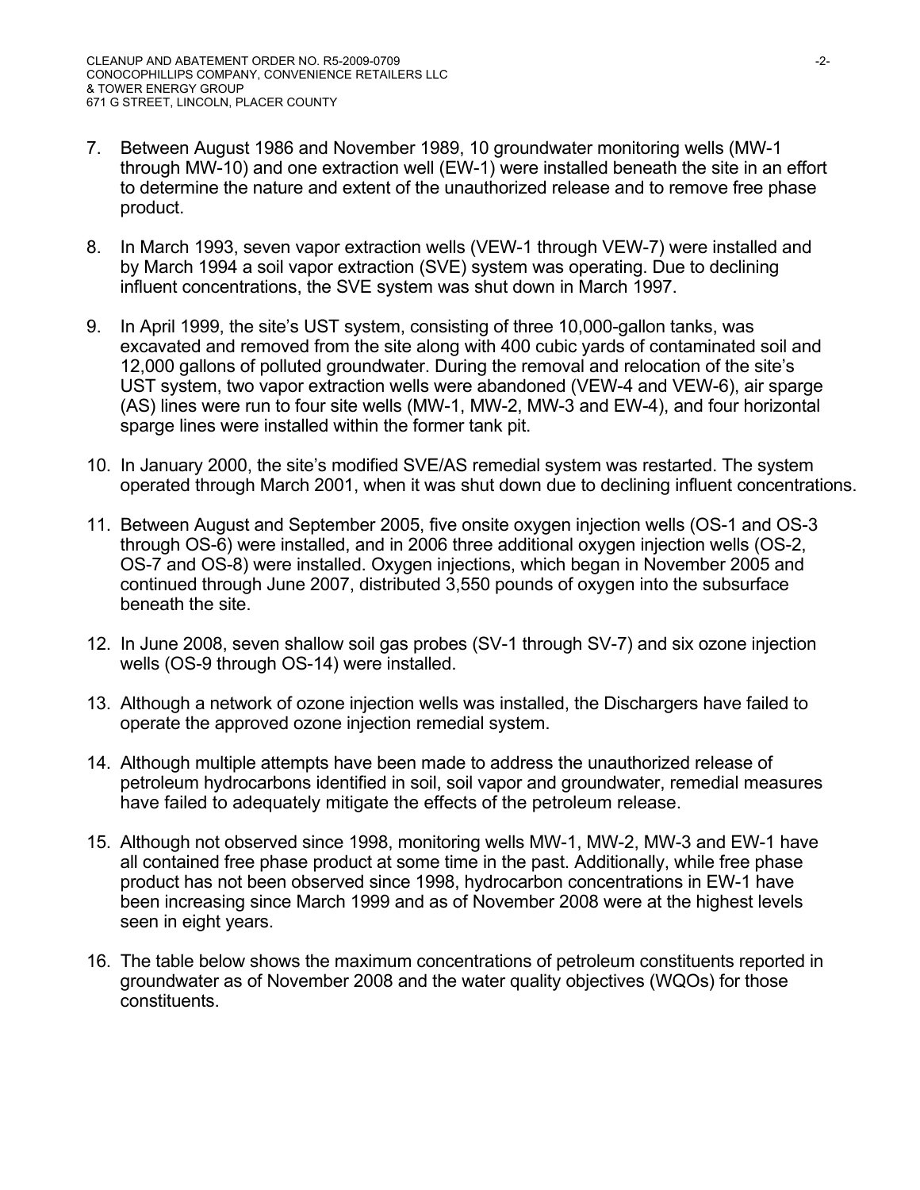7. Between August 1986 and November 1989, 10 groundwater monitoring wells (MW-1 through MW-10) and one extraction well (EW-1) were installed beneath the site in an effort to determine the nature and extent of the unauthorized release and to remove free phase product.

8. In March 1993, seven vapor extraction wells (VEW-1 through VEW-7) were installed and by March 1994 a soil vapor extraction (SVE) system was operating. Due to declining influent concentrations, the SVE system was shut down in March 1997.

9. In April 1999, the site's UST system, consisting of three 10,000-gallon tanks, was excavated and removed from the site along with 400 cubic yards of contaminated soil and 12,000 gallons of polluted groundwater. During the removal and relocation of the site's UST system, two vapor extraction wells were abandoned (VEW-4 and VEW-6), air sparge (AS) lines were run to four site wells (MW-1, MW-2, MW-3 and EW-4), and four horizontal sparge lines were installed within the former tank pit.

10. In January 2000, the site's modified SVE/AS remedial system was restarted. The system operated through March 2001, when it was shut down due to declining influent concentrations.

11. Between August and September 2005, five onsite oxygen injection wells (OS-1 and OS-3 through OS-6) were installed, and in 2006 three additional oxygen injection wells (OS-2, OS-7 and OS-8) were installed. Oxygen injections, which began in November 2005 and continued through June 2007, distributed 3,550 pounds of oxygen into the subsurface beneath the site.

12. In June 2008, seven shallow soil gas probes (SV-1 through SV-7) and six ozone injection wells (OS-9 through OS-14) were installed.

13. Although a network of ozone injection wells was installed, the Dischargers have failed to operate the approved ozone injection remedial system.

14. Although multiple attempts have been made to address the unauthorized release of petroleum hydrocarbons identified in soil, soil vapor and groundwater, remedial measures have failed to adequately mitigate the effects of the petroleum release.

15. Although not observed since 1998, monitoring wells MW-1, MW-2, MW-3 and EW-1 have all contained free phase product at some time in the past. Additionally, while free phase product has not been observed since 1998, hydrocarbon concentrations in EW-1 have been increasing since March 1999 and as of November 2008 were at the highest levels seen in eight years.

16. The table below shows the maximum concentrations of petroleum constituents reported in groundwater as of November 2008 and the water quality objectives (WQOs) for those constituents.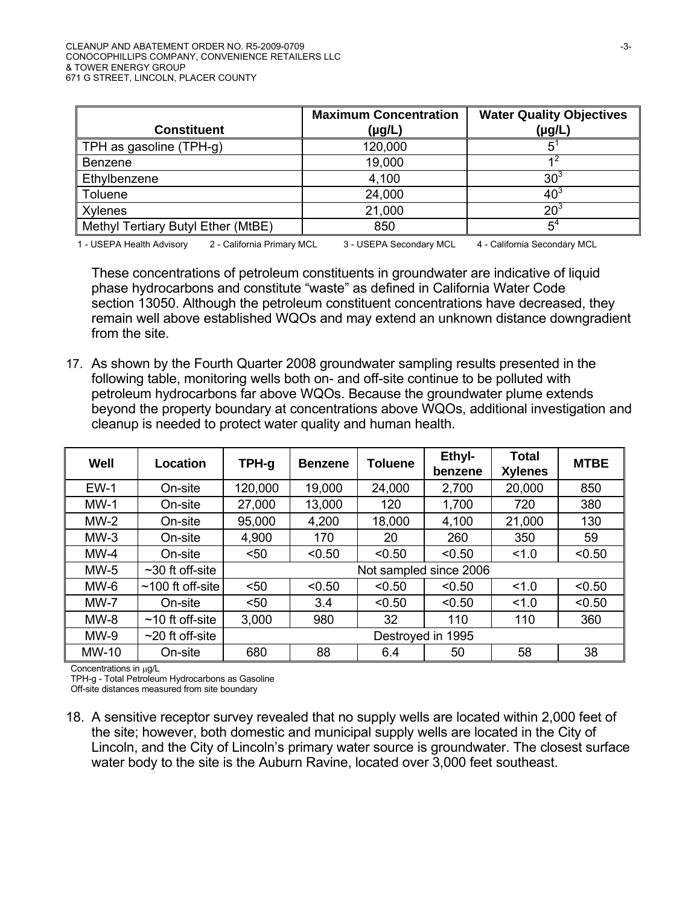| Constituent | Maximum Concentration (µg/L) | Water Quality Objectives (µg/L) |
| --- | --- | --- |
| TPH as gasoline (TPH-g) | 120,000 | 5[1] |
| Benzene | 19,000 | 1[2] |
| Ethylbenzene | 4,100 | 30[3] |
| Toluene | 24,000 | 40[3] |
| Xylenes | 21,000 | 20[3] |
| Methyl Tertiary Butyl Ether (MtBE) | 850 | 5[4] |

1 - USEPA Health Advisory 2 - California Primary MCL 3 - USEPA Secondary MCL 4 - California Secondary MCL

These concentrations of petroleum constituents in groundwater are indicative of liquid phase hydrocarbons and constitute "waste" as defined in California Water Code section 13050. Although the petroleum constituent concentrations have decreased, they remain well above established WQOs and may extend an unknown distance downgradient from the site.

17. As shown by the Fourth Quarter 2008 groundwater sampling results presented in the following table, monitoring wells both on- and off-site continue to be polluted with petroleum hydrocarbons far above WQOs. Because the groundwater plume extends beyond the property boundary at concentrations above WQOs, additional investigation and cleanup is needed to protect water quality and human health.

| Well | Location | TPH-g | Benzene | Toluene | Ethyl-benzene | Total Xylenes | MTBE |
| --- | --- | --- | --- | --- | --- | --- | --- |
| EW-1 | On-site | 120,000 | 19,000 | 24,000 | 2,700 | 20,000 | 850 |
| MW-1 | On-site | 27,000 | 13,000 | 120 | 1,700 | 720 | 380 |
| MW-2 | On-site | 95,000 | 4,200 | 18,000 | 4,100 | 21,000 | 130 |
| MW-3 | On-site | 4,900 | 170 | 20 | 260 | 350 | 59 |
| MW-4 | On-site | <50 | <0.50 | <0.50 | <0.50 | <1.0 | <0.50 |
| MW-5 | ~30 ft off-site | Not sampled since 2006 | | | | | |
| MW-6 | ~100 ft off-site | <50 | <0.50 | <0.50 | <0.50 | <1.0 | <0.50 |
| MW-7 | On-site | <50 | 3.4 | <0.50 | <0.50 | <1.0 | <0.50 |
| MW-8 | ~10 ft off-site | 3,000 | 980 | 32 | 110 | 110 | 360 |
| MW-9 | ~20 ft off-site | Destroyed in 1995 | | | | | |
| MW-10 | On-site | 680 | 88 | 6.4 | 50 | 58 | 38 |

Concentrations in µg/L
TPH-g - Total Petroleum Hydrocarbons as Gasoline
Off-site distances measured from site boundary

18. A sensitive receptor survey revealed that no supply wells are located within 2,000 feet of the site; however, both domestic and municipal supply wells are located in the City of Lincoln, and the City of Lincoln's primary water source is groundwater. The closest surface water body to the site is the Auburn Ravine, located over 3,000 feet southeast.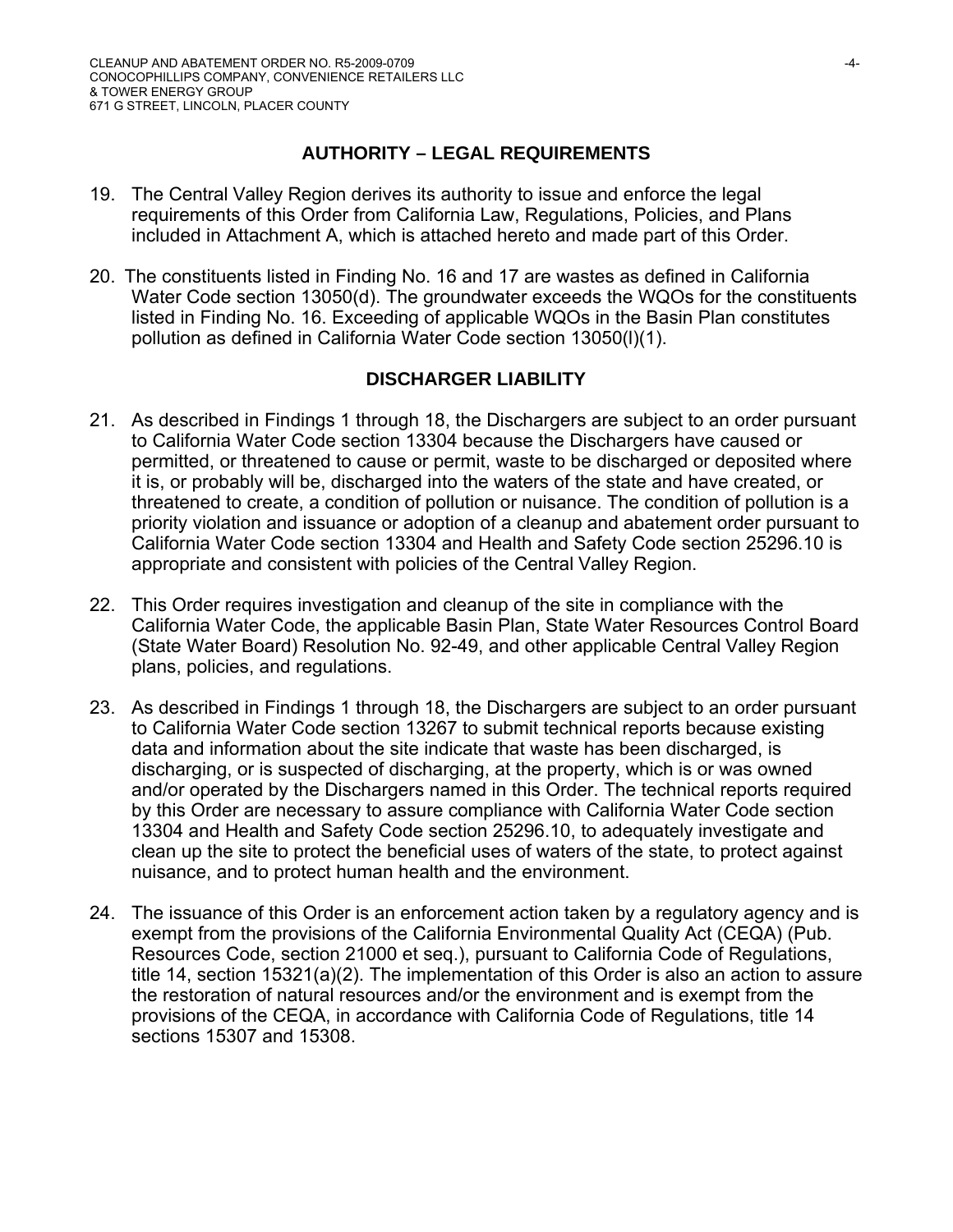## AUTHORITY – LEGAL REQUIREMENTS

19. The Central Valley Region derives its authority to issue and enforce the legal requirements of this Order from California Law, Regulations, Policies, and Plans included in Attachment A, which is attached hereto and made part of this Order.

20. The constituents listed in Finding No. 16 and 17 are wastes as defined in California Water Code section 13050(d). The groundwater exceeds the WQOs for the constituents listed in Finding No. 16. Exceeding of applicable WQOs in the Basin Plan constitutes pollution as defined in California Water Code section 13050(l)(1).

## DISCHARGER LIABILITY

21. As described in Findings 1 through 18, the Dischargers are subject to an order pursuant to California Water Code section 13304 because the Dischargers have caused or permitted, or threatened to cause or permit, waste to be discharged or deposited where it is, or probably will be, discharged into the waters of the state and have created, or threatened to create, a condition of pollution or nuisance. The condition of pollution is a priority violation and issuance or adoption of a cleanup and abatement order pursuant to California Water Code section 13304 and Health and Safety Code section 25296.10 is appropriate and consistent with policies of the Central Valley Region.

22. This Order requires investigation and cleanup of the site in compliance with the California Water Code, the applicable Basin Plan, State Water Resources Control Board (State Water Board) Resolution No. 92-49, and other applicable Central Valley Region plans, policies, and regulations.

23. As described in Findings 1 through 18, the Dischargers are subject to an order pursuant to California Water Code section 13267 to submit technical reports because existing data and information about the site indicate that waste has been discharged, is discharging, or is suspected of discharging, at the property, which is or was owned and/or operated by the Dischargers named in this Order. The technical reports required by this Order are necessary to assure compliance with California Water Code section 13304 and Health and Safety Code section 25296.10, to adequately investigate and clean up the site to protect the beneficial uses of waters of the state, to protect against nuisance, and to protect human health and the environment.

24. The issuance of this Order is an enforcement action taken by a regulatory agency and is exempt from the provisions of the California Environmental Quality Act (CEQA) (Pub. Resources Code, section 21000 et seq.), pursuant to California Code of Regulations, title 14, section 15321(a)(2). The implementation of this Order is also an action to assure the restoration of natural resources and/or the environment and is exempt from the provisions of the CEQA, in accordance with California Code of Regulations, title 14 sections 15307 and 15308.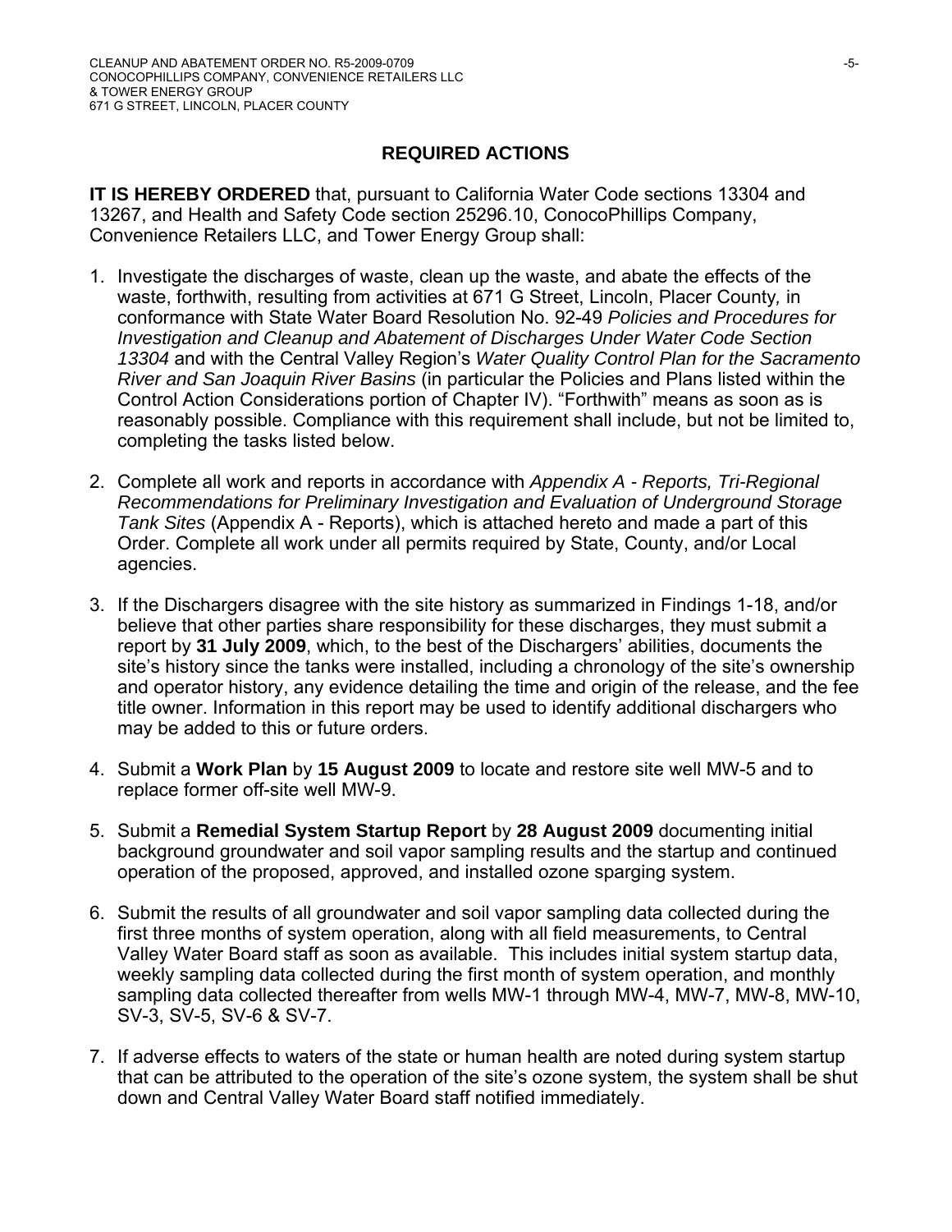## REQUIRED ACTIONS

**IT IS HEREBY ORDERED** that, pursuant to California Water Code sections 13304 and 13267, and Health and Safety Code section 25296.10, ConocoPhillips Company, Convenience Retailers LLC, and Tower Energy Group shall:

1. Investigate the discharges of waste, clean up the waste, and abate the effects of the waste, forthwith, resulting from activities at 671 G Street, Lincoln, Placer County, in conformance with State Water Board Resolution No. 92-49 *Policies and Procedures for Investigation and Cleanup and Abatement of Discharges Under Water Code Section 13304* and with the Central Valley Region's *Water Quality Control Plan for the Sacramento River and San Joaquin River Basins* (in particular the Policies and Plans listed within the Control Action Considerations portion of Chapter IV). "Forthwith" means as soon as is reasonably possible. Compliance with this requirement shall include, but not be limited to, completing the tasks listed below.

2. Complete all work and reports in accordance with *Appendix A - Reports, Tri-Regional Recommendations for Preliminary Investigation and Evaluation of Underground Storage Tank Sites* (Appendix A - Reports), which is attached hereto and made a part of this Order. Complete all work under all permits required by State, County, and/or Local agencies.

3. If the Dischargers disagree with the site history as summarized in Findings 1-18, and/or believe that other parties share responsibility for these discharges, they must submit a report by **31 July 2009**, which, to the best of the Dischargers' abilities, documents the site's history since the tanks were installed, including a chronology of the site's ownership and operator history, any evidence detailing the time and origin of the release, and the fee title owner. Information in this report may be used to identify additional dischargers who may be added to this or future orders.

4. Submit a **Work Plan** by **15 August 2009** to locate and restore site well MW-5 and to replace former off-site well MW-9.

5. Submit a **Remedial System Startup Report** by **28 August 2009** documenting initial background groundwater and soil vapor sampling results and the startup and continued operation of the proposed, approved, and installed ozone sparging system.

6. Submit the results of all groundwater and soil vapor sampling data collected during the first three months of system operation, along with all field measurements, to Central Valley Water Board staff as soon as available. This includes initial system startup data, weekly sampling data collected during the first month of system operation, and monthly sampling data collected thereafter from wells MW-1 through MW-4, MW-7, MW-8, MW-10, SV-3, SV-5, SV-6 & SV-7.

7. If adverse effects to waters of the state or human health are noted during system startup that can be attributed to the operation of the site's ozone system, the system shall be shut down and Central Valley Water Board staff notified immediately.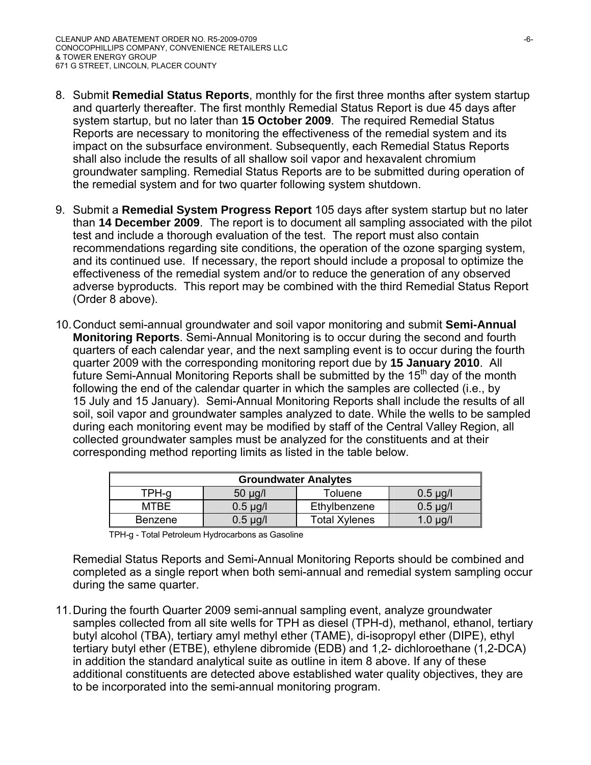8. Submit **Remedial Status Reports**, monthly for the first three months after system startup and quarterly thereafter. The first monthly Remedial Status Report is due 45 days after system startup, but no later than **15 October 2009**. The required Remedial Status Reports are necessary to monitoring the effectiveness of the remedial system and its impact on the subsurface environment. Subsequently, each Remedial Status Reports shall also include the results of all shallow soil vapor and hexavalent chromium groundwater sampling. Remedial Status Reports are to be submitted during operation of the remedial system and for two quarter following system shutdown.

9. Submit a **Remedial System Progress Report** 105 days after system startup but no later than **14 December 2009**. The report is to document all sampling associated with the pilot test and include a thorough evaluation of the test. The report must also contain recommendations regarding site conditions, the operation of the ozone sparging system, and its continued use. If necessary, the report should include a proposal to optimize the effectiveness of the remedial system and/or to reduce the generation of any observed adverse byproducts. This report may be combined with the third Remedial Status Report (Order 8 above).

10. Conduct semi-annual groundwater and soil vapor monitoring and submit **Semi-Annual Monitoring Reports**. Semi-Annual Monitoring is to occur during the second and fourth quarters of each calendar year, and the next sampling event is to occur during the fourth quarter 2009 with the corresponding monitoring report due by **15 January 2010**. All future Semi-Annual Monitoring Reports shall be submitted by the 15th day of the month following the end of the calendar quarter in which the samples are collected (i.e., by 15 July and 15 January). Semi-Annual Monitoring Reports shall include the results of all soil, soil vapor and groundwater samples analyzed to date. While the wells to be sampled during each monitoring event may be modified by staff of the Central Valley Region, all collected groundwater samples must be analyzed for the constituents and at their corresponding method reporting limits as listed in the table below.

| **Groundwater Analytes** | | | |
|---|---|---|---|
| TPH-g | 50 µg/l | Toluene | 0.5 µg/l |
| MTBE | 0.5 µg/l | Ethylbenzene | 0.5 µg/l |
| Benzene | 0.5 µg/l | Total Xylenes | 1.0 µg/l |

TPH-g - Total Petroleum Hydrocarbons as Gasoline

Remedial Status Reports and Semi-Annual Monitoring Reports should be combined and completed as a single report when both semi-annual and remedial system sampling occur during the same quarter.

11. During the fourth Quarter 2009 semi-annual sampling event, analyze groundwater samples collected from all site wells for TPH as diesel (TPH-d), methanol, ethanol, tertiary butyl alcohol (TBA), tertiary amyl methyl ether (TAME), di-isopropyl ether (DIPE), ethyl tertiary butyl ether (ETBE), ethylene dibromide (EDB) and 1,2- dichloroethane (1,2-DCA) in addition the standard analytical suite as outline in item 8 above. If any of these additional constituents are detected above established water quality objectives, they are to be incorporated into the semi-annual monitoring program.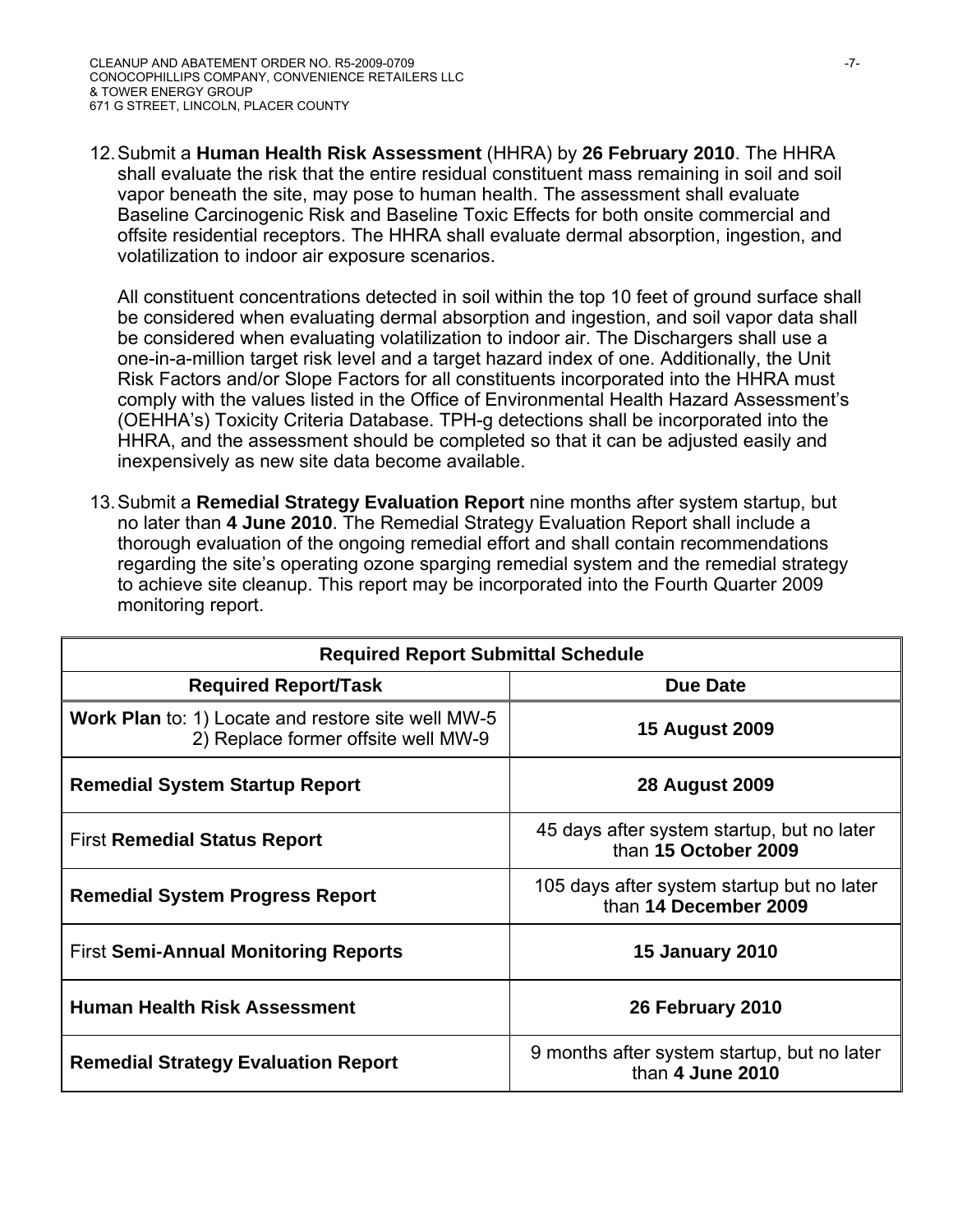12. Submit a **Human Health Risk Assessment** (HHRA) by **26 February 2010**. The HHRA shall evaluate the risk that the entire residual constituent mass remaining in soil and soil vapor beneath the site, may pose to human health. The assessment shall evaluate Baseline Carcinogenic Risk and Baseline Toxic Effects for both onsite commercial and offsite residential receptors. The HHRA shall evaluate dermal absorption, ingestion, and volatilization to indoor air exposure scenarios.

    All constituent concentrations detected in soil within the top 10 feet of ground surface shall be considered when evaluating dermal absorption and ingestion, and soil vapor data shall be considered when evaluating volatilization to indoor air. The Dischargers shall use a one-in-a-million target risk level and a target hazard index of one. Additionally, the Unit Risk Factors and/or Slope Factors for all constituents incorporated into the HHRA must comply with the values listed in the Office of Environmental Health Hazard Assessment's (OEHHA's) Toxicity Criteria Database. TPH-g detections shall be incorporated into the HHRA, and the assessment should be completed so that it can be adjusted easily and inexpensively as new site data become available.

13. Submit a **Remedial Strategy Evaluation Report** nine months after system startup, but no later than **4 June 2010**. The Remedial Strategy Evaluation Report shall include a thorough evaluation of the ongoing remedial effort and shall contain recommendations regarding the site's operating ozone sparging remedial system and the remedial strategy to achieve site cleanup. This report may be incorporated into the Fourth Quarter 2009 monitoring report.

| **Required Report Submittal Schedule** | |
|---|---|
| **Required Report/Task** | **Due Date** |
| **Work Plan** to: 1) Locate and restore site well MW-5 2) Replace former offsite well MW-9 | **15 August 2009** |
| **Remedial System Startup Report** | **28 August 2009** |
| First **Remedial Status Report** | 45 days after system startup, but no later than **15 October 2009** |
| **Remedial System Progress Report** | 105 days after system startup but no later than **14 December 2009** |
| First **Semi-Annual Monitoring Reports** | **15 January 2010** |
| **Human Health Risk Assessment** | **26 February 2010** |
| **Remedial Strategy Evaluation Report** | 9 months after system startup, but no later than **4 June 2010** |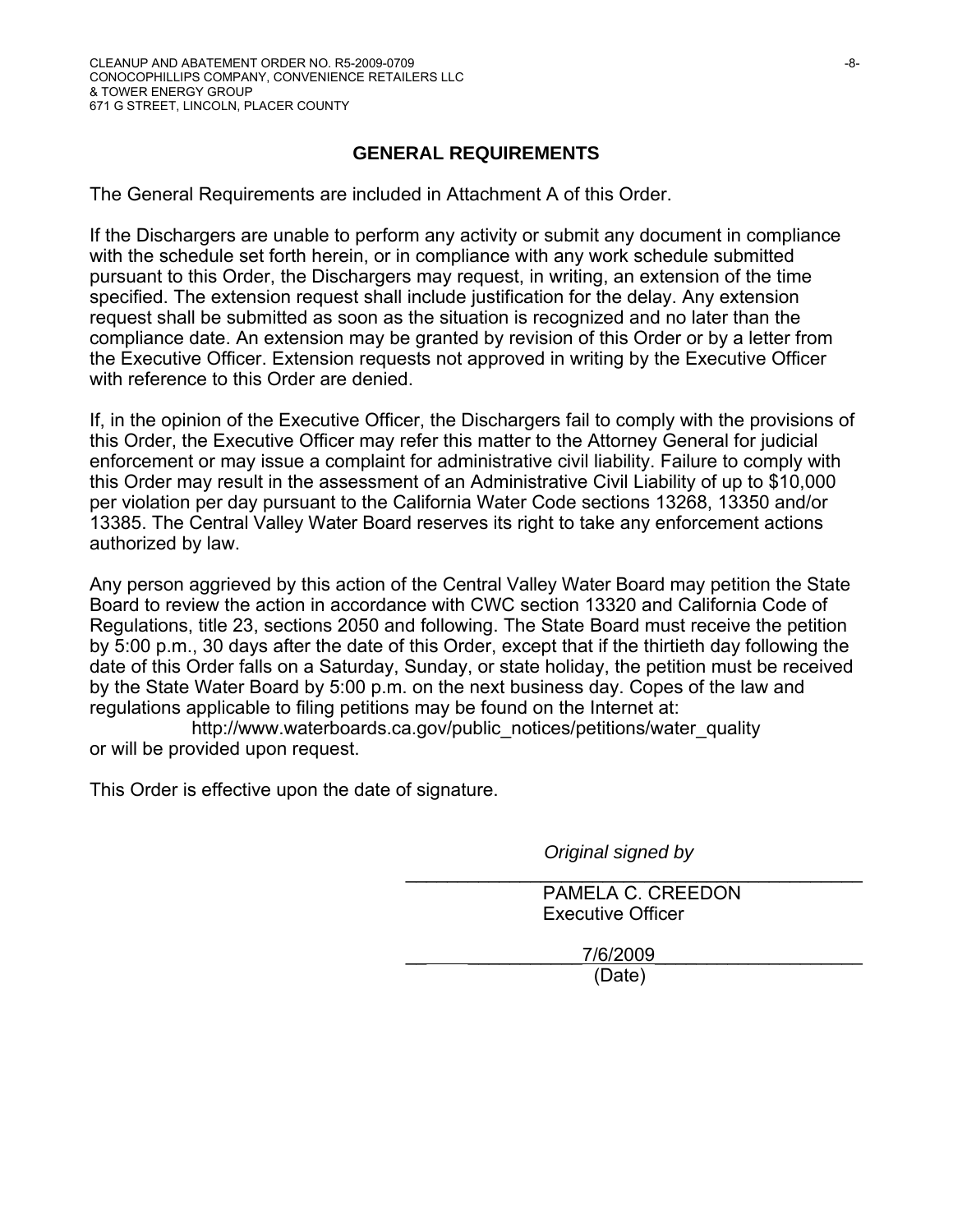## GENERAL REQUIREMENTS

The General Requirements are included in Attachment A of this Order.

If the Dischargers are unable to perform any activity or submit any document in compliance with the schedule set forth herein, or in compliance with any work schedule submitted pursuant to this Order, the Dischargers may request, in writing, an extension of the time specified. The extension request shall include justification for the delay. Any extension request shall be submitted as soon as the situation is recognized and no later than the compliance date. An extension may be granted by revision of this Order or by a letter from the Executive Officer. Extension requests not approved in writing by the Executive Officer with reference to this Order are denied.

If, in the opinion of the Executive Officer, the Dischargers fail to comply with the provisions of this Order, the Executive Officer may refer this matter to the Attorney General for judicial enforcement or may issue a complaint for administrative civil liability. Failure to comply with this Order may result in the assessment of an Administrative Civil Liability of up to $10,000 per violation per day pursuant to the California Water Code sections 13268, 13350 and/or 13385. The Central Valley Water Board reserves its right to take any enforcement actions authorized by law.

Any person aggrieved by this action of the Central Valley Water Board may petition the State Board to review the action in accordance with CWC section 13320 and California Code of Regulations, title 23, sections 2050 and following. The State Board must receive the petition by 5:00 p.m., 30 days after the date of this Order, except that if the thirtieth day following the date of this Order falls on a Saturday, Sunday, or state holiday, the petition must be received by the State Water Board by 5:00 p.m. on the next business day. Copes of the law and regulations applicable to filing petitions may be found on the Internet at:

http://www.waterboards.ca.gov/public_notices/petitions/water_quality

or will be provided upon request.

This Order is effective upon the date of signature.

*Original signed by*

PAMELA C. CREEDON
Executive Officer

7/6/2009
(Date)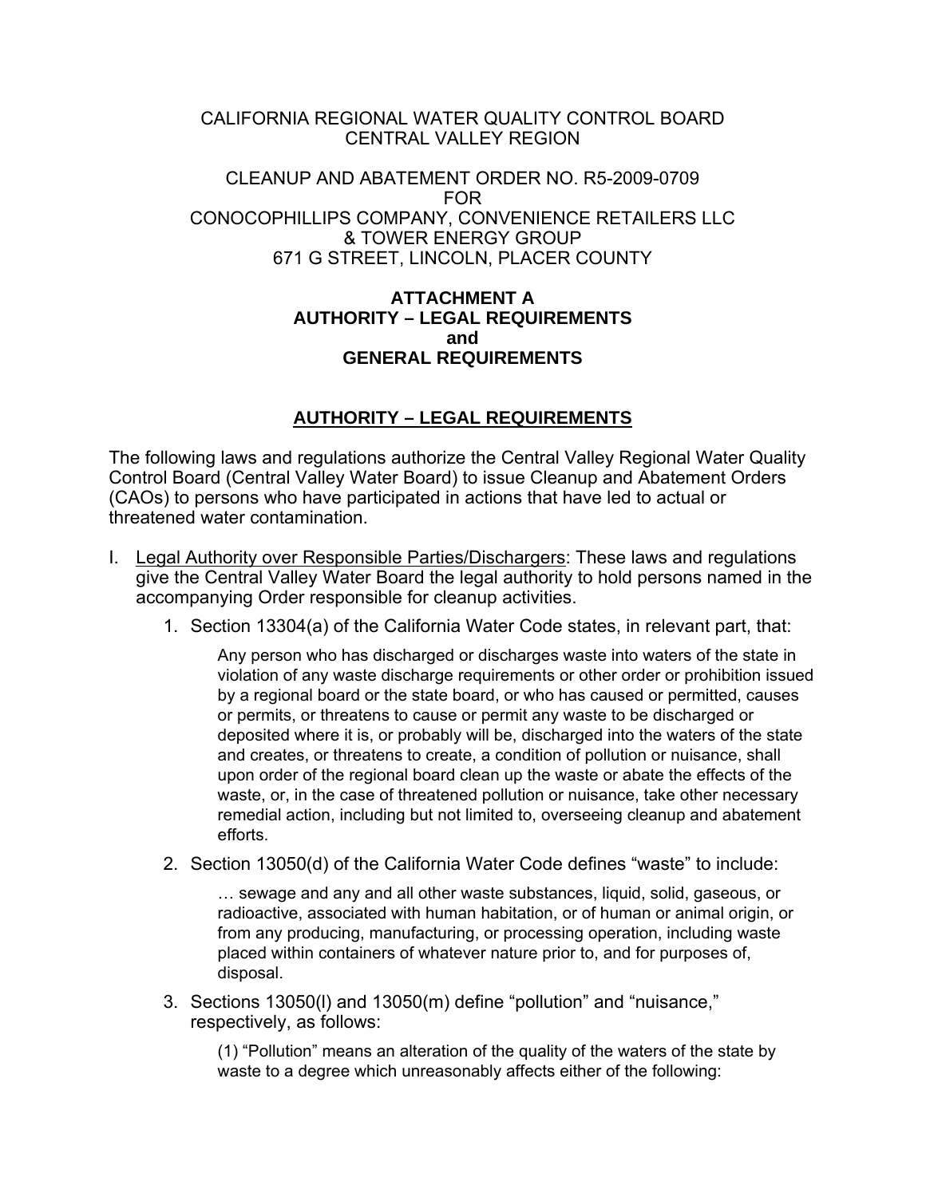CALIFORNIA REGIONAL WATER QUALITY CONTROL BOARD
CENTRAL VALLEY REGION

CLEANUP AND ABATEMENT ORDER NO. R5-2009-0709
FOR
CONOCOPHILLIPS COMPANY, CONVENIENCE RETAILERS LLC
& TOWER ENERGY GROUP
671 G STREET, LINCOLN, PLACER COUNTY

**ATTACHMENT A**
**AUTHORITY – LEGAL REQUIREMENTS**
**and**
**GENERAL REQUIREMENTS**

## AUTHORITY – LEGAL REQUIREMENTS

The following laws and regulations authorize the Central Valley Regional Water Quality Control Board (Central Valley Water Board) to issue Cleanup and Abatement Orders (CAOs) to persons who have participated in actions that have led to actual or threatened water contamination.

I. Legal Authority over Responsible Parties/Dischargers: These laws and regulations give the Central Valley Water Board the legal authority to hold persons named in the accompanying Order responsible for cleanup activities.

   1. Section 13304(a) of the California Water Code states, in relevant part, that:

      > Any person who has discharged or discharges waste into waters of the state in violation of any waste discharge requirements or other order or prohibition issued by a regional board or the state board, or who has caused or permitted, causes or permits, or threatens to cause or permit any waste to be discharged or deposited where it is, or probably will be, discharged into the waters of the state and creates, or threatens to create, a condition of pollution or nuisance, shall upon order of the regional board clean up the waste or abate the effects of the waste, or, in the case of threatened pollution or nuisance, take other necessary remedial action, including but not limited to, overseeing cleanup and abatement efforts.

   2. Section 13050(d) of the California Water Code defines "waste" to include:

      > … sewage and any and all other waste substances, liquid, solid, gaseous, or radioactive, associated with human habitation, or of human or animal origin, or from any producing, manufacturing, or processing operation, including waste placed within containers of whatever nature prior to, and for purposes of, disposal.

   3. Sections 13050(l) and 13050(m) define "pollution" and "nuisance," respectively, as follows:

      > (1) "Pollution" means an alteration of the quality of the waters of the state by waste to a degree which unreasonably affects either of the following: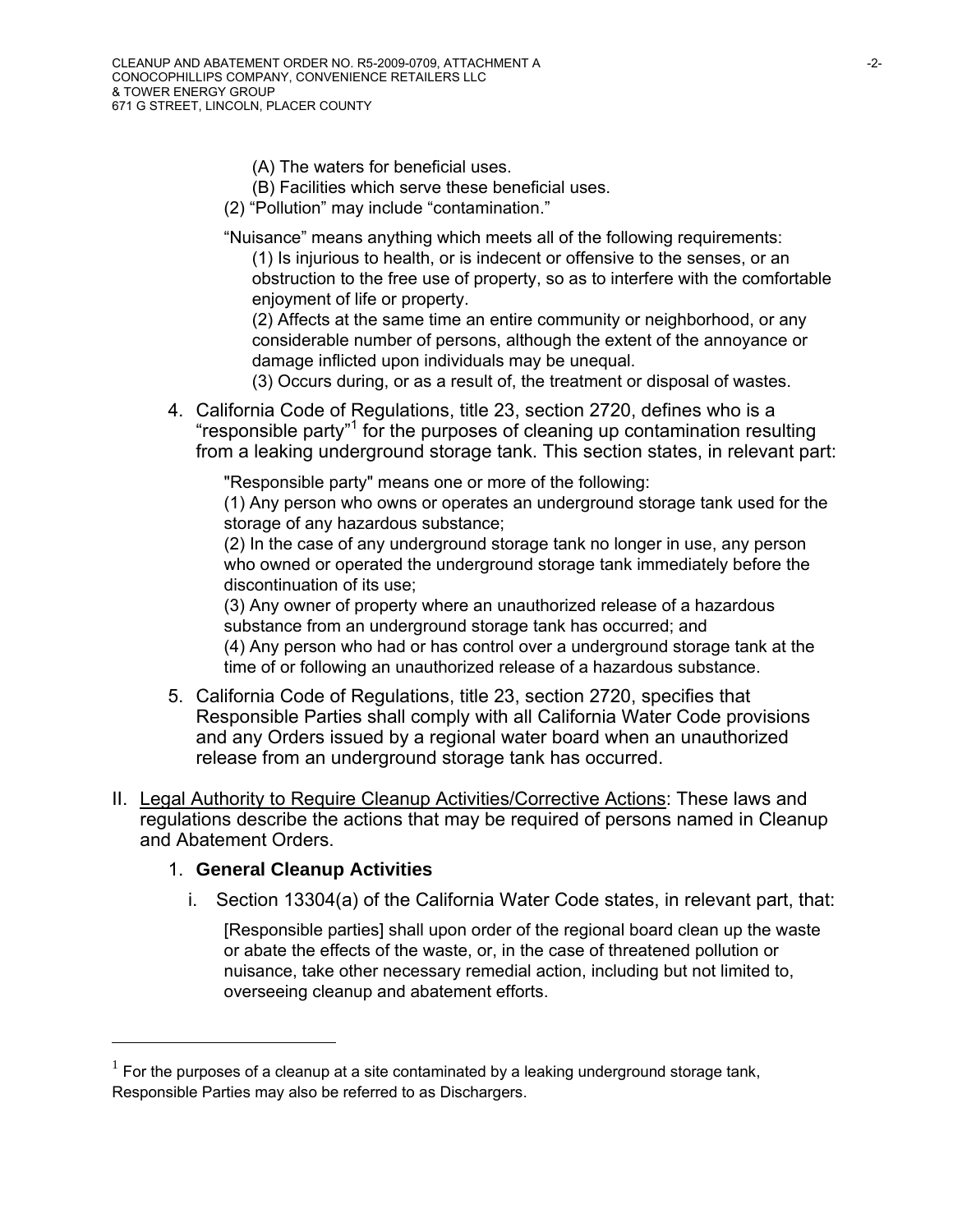(A) The waters for beneficial uses.

(B) Facilities which serve these beneficial uses.

(2) “Pollution” may include “contamination.”

“Nuisance” means anything which meets all of the following requirements:

(1) Is injurious to health, or is indecent or offensive to the senses, or an obstruction to the free use of property, so as to interfere with the comfortable enjoyment of life or property.

(2) Affects at the same time an entire community or neighborhood, or any considerable number of persons, although the extent of the annoyance or damage inflicted upon individuals may be unequal.

(3) Occurs during, or as a result of, the treatment or disposal of wastes.

4. California Code of Regulations, title 23, section 2720, defines who is a “responsible party”[1] for the purposes of cleaning up contamination resulting from a leaking underground storage tank. This section states, in relevant part:

   "Responsible party" means one or more of the following:

   (1) Any person who owns or operates an underground storage tank used for the storage of any hazardous substance;

   (2) In the case of any underground storage tank no longer in use, any person who owned or operated the underground storage tank immediately before the discontinuation of its use;

   (3) Any owner of property where an unauthorized release of a hazardous substance from an underground storage tank has occurred; and

   (4) Any person who had or has control over a underground storage tank at the time of or following an unauthorized release of a hazardous substance.

5. California Code of Regulations, title 23, section 2720, specifies that Responsible Parties shall comply with all California Water Code provisions and any Orders issued by a regional water board when an unauthorized release from an underground storage tank has occurred.

II. Legal Authority to Require Cleanup Activities/Corrective Actions: These laws and regulations describe the actions that may be required of persons named in Cleanup and Abatement Orders.

   1. **General Cleanup Activities**

      i. Section 13304(a) of the California Water Code states, in relevant part, that:

         [Responsible parties] shall upon order of the regional board clean up the waste or abate the effects of the waste, or, in the case of threatened pollution or nuisance, take other necessary remedial action, including but not limited to, overseeing cleanup and abatement efforts.

---

[1] For the purposes of a cleanup at a site contaminated by a leaking underground storage tank, Responsible Parties may also be referred to as Dischargers.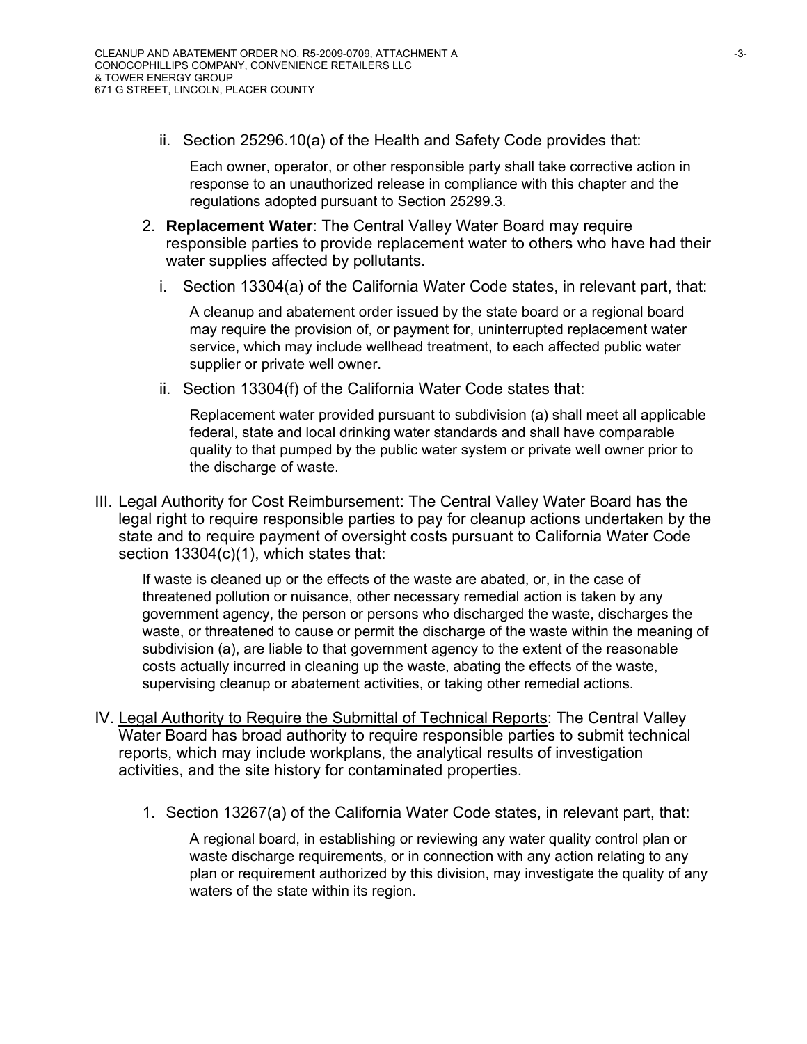ii. Section 25296.10(a) of the Health and Safety Code provides that:

> Each owner, operator, or other responsible party shall take corrective action in response to an unauthorized release in compliance with this chapter and the regulations adopted pursuant to Section 25299.3.

2. **Replacement Water**: The Central Valley Water Board may require responsible parties to provide replacement water to others who have had their water supplies affected by pollutants.

   i. Section 13304(a) of the California Water Code states, in relevant part, that:

   > A cleanup and abatement order issued by the state board or a regional board may require the provision of, or payment for, uninterrupted replacement water service, which may include wellhead treatment, to each affected public water supplier or private well owner.

   ii. Section 13304(f) of the California Water Code states that:

   > Replacement water provided pursuant to subdivision (a) shall meet all applicable federal, state and local drinking water standards and shall have comparable quality to that pumped by the public water system or private well owner prior to the discharge of waste.

III. Legal Authority for Cost Reimbursement: The Central Valley Water Board has the legal right to require responsible parties to pay for cleanup actions undertaken by the state and to require payment of oversight costs pursuant to California Water Code section 13304(c)(1), which states that:

> If waste is cleaned up or the effects of the waste are abated, or, in the case of threatened pollution or nuisance, other necessary remedial action is taken by any government agency, the person or persons who discharged the waste, discharges the waste, or threatened to cause or permit the discharge of the waste within the meaning of subdivision (a), are liable to that government agency to the extent of the reasonable costs actually incurred in cleaning up the waste, abating the effects of the waste, supervising cleanup or abatement activities, or taking other remedial actions.

IV. Legal Authority to Require the Submittal of Technical Reports: The Central Valley Water Board has broad authority to require responsible parties to submit technical reports, which may include workplans, the analytical results of investigation activities, and the site history for contaminated properties.

1. Section 13267(a) of the California Water Code states, in relevant part, that:

   > A regional board, in establishing or reviewing any water quality control plan or waste discharge requirements, or in connection with any action relating to any plan or requirement authorized by this division, may investigate the quality of any waters of the state within its region.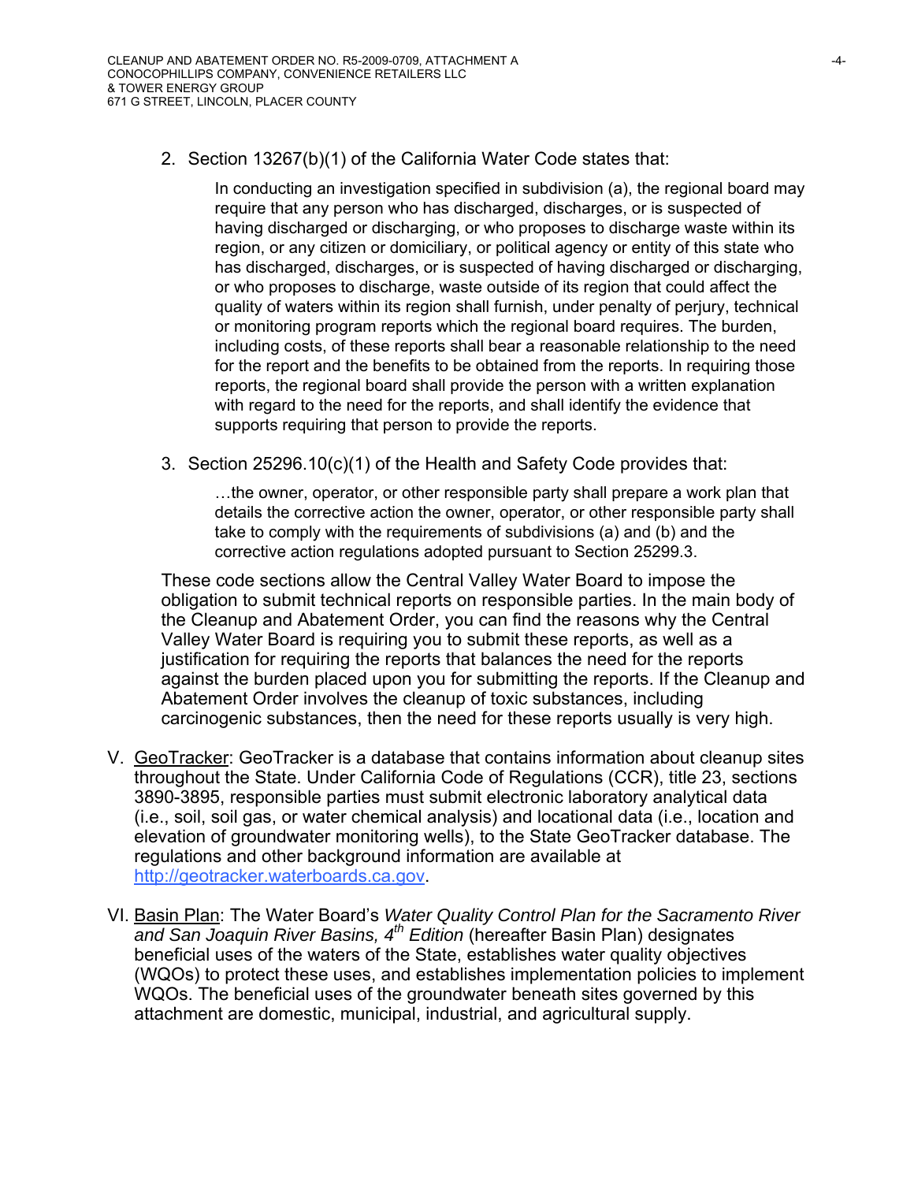2. Section 13267(b)(1) of the California Water Code states that:

   > In conducting an investigation specified in subdivision (a), the regional board may require that any person who has discharged, discharges, or is suspected of having discharged or discharging, or who proposes to discharge waste within its region, or any citizen or domiciliary, or political agency or entity of this state who has discharged, discharges, or is suspected of having discharged or discharging, or who proposes to discharge, waste outside of its region that could affect the quality of waters within its region shall furnish, under penalty of perjury, technical or monitoring program reports which the regional board requires. The burden, including costs, of these reports shall bear a reasonable relationship to the need for the report and the benefits to be obtained from the reports. In requiring those reports, the regional board shall provide the person with a written explanation with regard to the need for the reports, and shall identify the evidence that supports requiring that person to provide the reports.

3. Section 25296.10(c)(1) of the Health and Safety Code provides that:

   > …the owner, operator, or other responsible party shall prepare a work plan that details the corrective action the owner, operator, or other responsible party shall take to comply with the requirements of subdivisions (a) and (b) and the corrective action regulations adopted pursuant to Section 25299.3.

These code sections allow the Central Valley Water Board to impose the obligation to submit technical reports on responsible parties. In the main body of the Cleanup and Abatement Order, you can find the reasons why the Central Valley Water Board is requiring you to submit these reports, as well as a justification for requiring the reports that balances the need for the reports against the burden placed upon you for submitting the reports. If the Cleanup and Abatement Order involves the cleanup of toxic substances, including carcinogenic substances, then the need for these reports usually is very high.

V. GeoTracker: GeoTracker is a database that contains information about cleanup sites throughout the State. Under California Code of Regulations (CCR), title 23, sections 3890-3895, responsible parties must submit electronic laboratory analytical data (i.e., soil, soil gas, or water chemical analysis) and locational data (i.e., location and elevation of groundwater monitoring wells), to the State GeoTracker database. The regulations and other background information are available at http://geotracker.waterboards.ca.gov.

VI. Basin Plan: The Water Board's *Water Quality Control Plan for the Sacramento River and San Joaquin River Basins, 4th Edition* (hereafter Basin Plan) designates beneficial uses of the waters of the State, establishes water quality objectives (WQOs) to protect these uses, and establishes implementation policies to implement WQOs. The beneficial uses of the groundwater beneath sites governed by this attachment are domestic, municipal, industrial, and agricultural supply.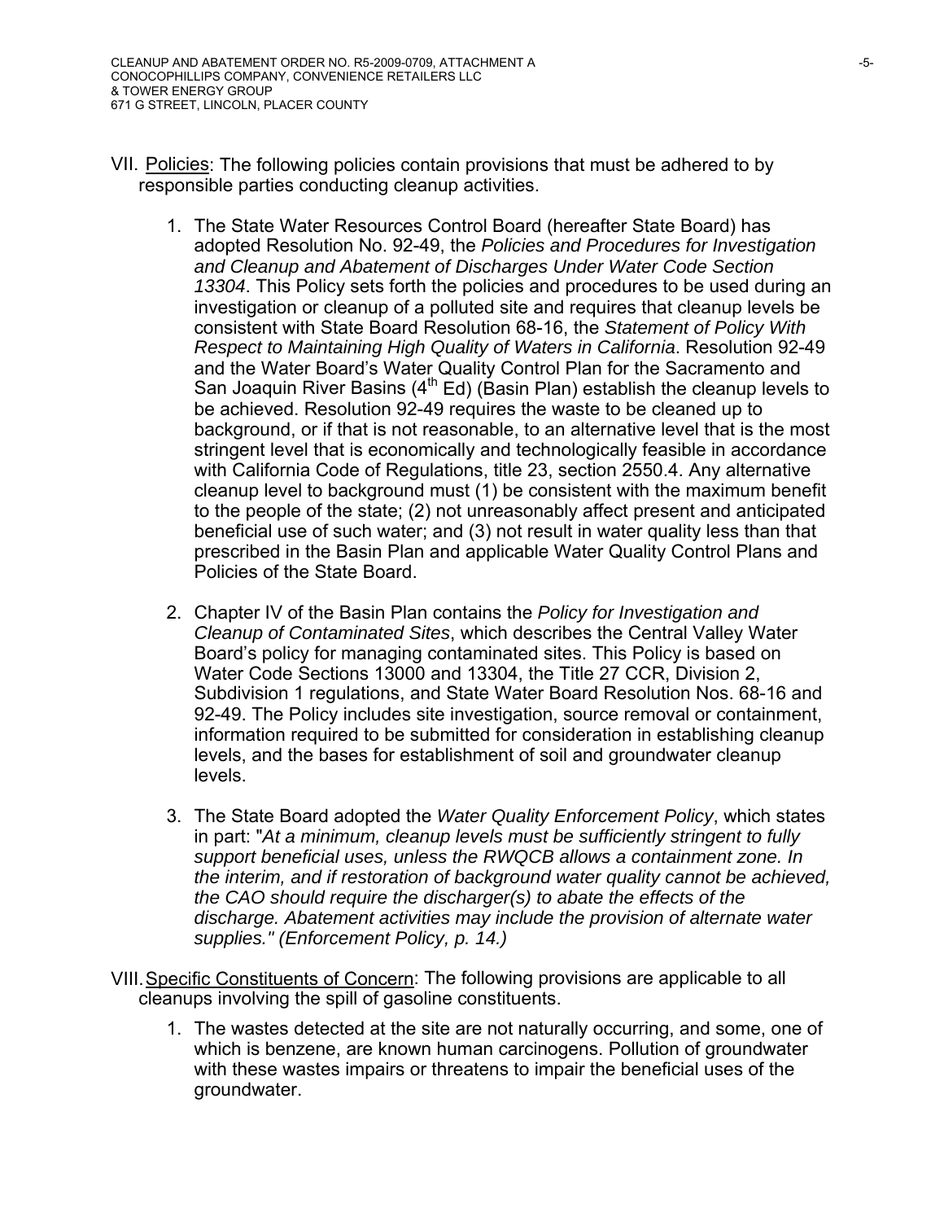VII. Policies: The following policies contain provisions that must be adhered to by responsible parties conducting cleanup activities.

1. The State Water Resources Control Board (hereafter State Board) has adopted Resolution No. 92-49, the *Policies and Procedures for Investigation and Cleanup and Abatement of Discharges Under Water Code Section 13304*. This Policy sets forth the policies and procedures to be used during an investigation or cleanup of a polluted site and requires that cleanup levels be consistent with State Board Resolution 68-16, the *Statement of Policy With Respect to Maintaining High Quality of Waters in California*. Resolution 92-49 and the Water Board's Water Quality Control Plan for the Sacramento and San Joaquin River Basins (4th Ed) (Basin Plan) establish the cleanup levels to be achieved. Resolution 92-49 requires the waste to be cleaned up to background, or if that is not reasonable, to an alternative level that is the most stringent level that is economically and technologically feasible in accordance with California Code of Regulations, title 23, section 2550.4. Any alternative cleanup level to background must (1) be consistent with the maximum benefit to the people of the state; (2) not unreasonably affect present and anticipated beneficial use of such water; and (3) not result in water quality less than that prescribed in the Basin Plan and applicable Water Quality Control Plans and Policies of the State Board.

2. Chapter IV of the Basin Plan contains the *Policy for Investigation and Cleanup of Contaminated Sites*, which describes the Central Valley Water Board's policy for managing contaminated sites. This Policy is based on Water Code Sections 13000 and 13304, the Title 27 CCR, Division 2, Subdivision 1 regulations, and State Water Board Resolution Nos. 68-16 and 92-49. The Policy includes site investigation, source removal or containment, information required to be submitted for consideration in establishing cleanup levels, and the bases for establishment of soil and groundwater cleanup levels.

3. The State Board adopted the *Water Quality Enforcement Policy*, which states in part: "*At a minimum, cleanup levels must be sufficiently stringent to fully support beneficial uses, unless the RWQCB allows a containment zone. In the interim, and if restoration of background water quality cannot be achieved, the CAO should require the discharger(s) to abate the effects of the discharge. Abatement activities may include the provision of alternate water supplies." (Enforcement Policy, p. 14.)*

VIII. Specific Constituents of Concern: The following provisions are applicable to all cleanups involving the spill of gasoline constituents.

1. The wastes detected at the site are not naturally occurring, and some, one of which is benzene, are known human carcinogens. Pollution of groundwater with these wastes impairs or threatens to impair the beneficial uses of the groundwater.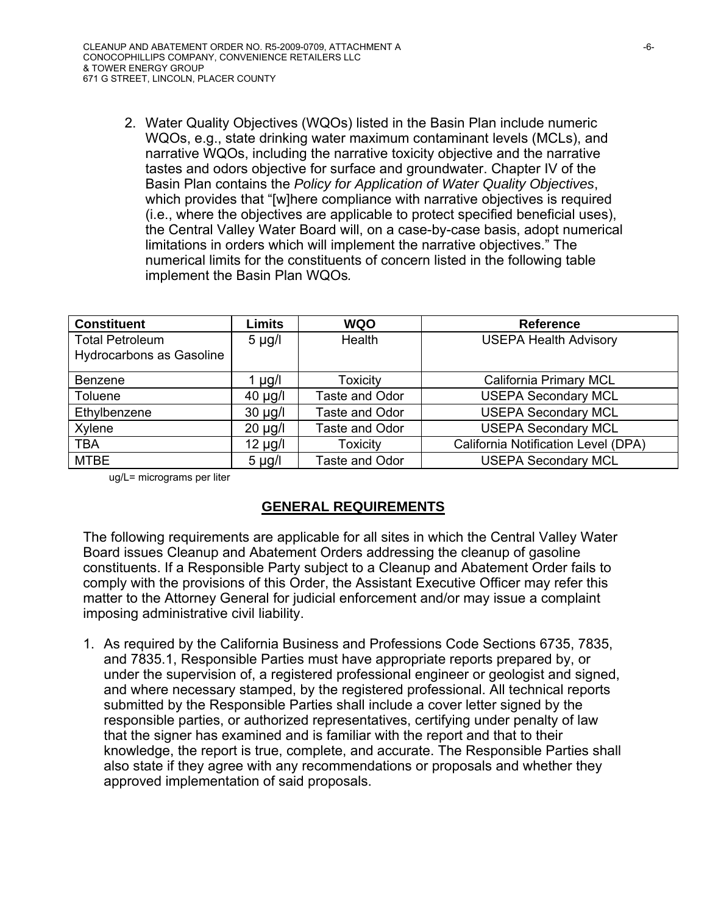2. Water Quality Objectives (WQOs) listed in the Basin Plan include numeric WQOs, e.g., state drinking water maximum contaminant levels (MCLs), and narrative WQOs, including the narrative toxicity objective and the narrative tastes and odors objective for surface and groundwater. Chapter IV of the Basin Plan contains the *Policy for Application of Water Quality Objectives*, which provides that "[w]here compliance with narrative objectives is required (i.e., where the objectives are applicable to protect specified beneficial uses), the Central Valley Water Board will, on a case-by-case basis, adopt numerical limitations in orders which will implement the narrative objectives." The numerical limits for the constituents of concern listed in the following table implement the Basin Plan WQOs.

| Constituent | Limits | WQO | Reference |
|---|---|---|---|
| Total Petroleum Hydrocarbons as Gasoline | 5 µg/l | Health | USEPA Health Advisory |
| Benzene | 1 µg/l | Toxicity | California Primary MCL |
| Toluene | 40 µg/l | Taste and Odor | USEPA Secondary MCL |
| Ethylbenzene | 30 µg/l | Taste and Odor | USEPA Secondary MCL |
| Xylene | 20 µg/l | Taste and Odor | USEPA Secondary MCL |
| TBA | 12 µg/l | Toxicity | California Notification Level (DPA) |
| MTBE | 5 µg/l | Taste and Odor | USEPA Secondary MCL |

ug/L= micrograms per liter

## GENERAL REQUIREMENTS

The following requirements are applicable for all sites in which the Central Valley Water Board issues Cleanup and Abatement Orders addressing the cleanup of gasoline constituents. If a Responsible Party subject to a Cleanup and Abatement Order fails to comply with the provisions of this Order, the Assistant Executive Officer may refer this matter to the Attorney General for judicial enforcement and/or may issue a complaint imposing administrative civil liability.

1. As required by the California Business and Professions Code Sections 6735, 7835, and 7835.1, Responsible Parties must have appropriate reports prepared by, or under the supervision of, a registered professional engineer or geologist and signed, and where necessary stamped, by the registered professional. All technical reports submitted by the Responsible Parties shall include a cover letter signed by the responsible parties, or authorized representatives, certifying under penalty of law that the signer has examined and is familiar with the report and that to their knowledge, the report is true, complete, and accurate. The Responsible Parties shall also state if they agree with any recommendations or proposals and whether they approved implementation of said proposals.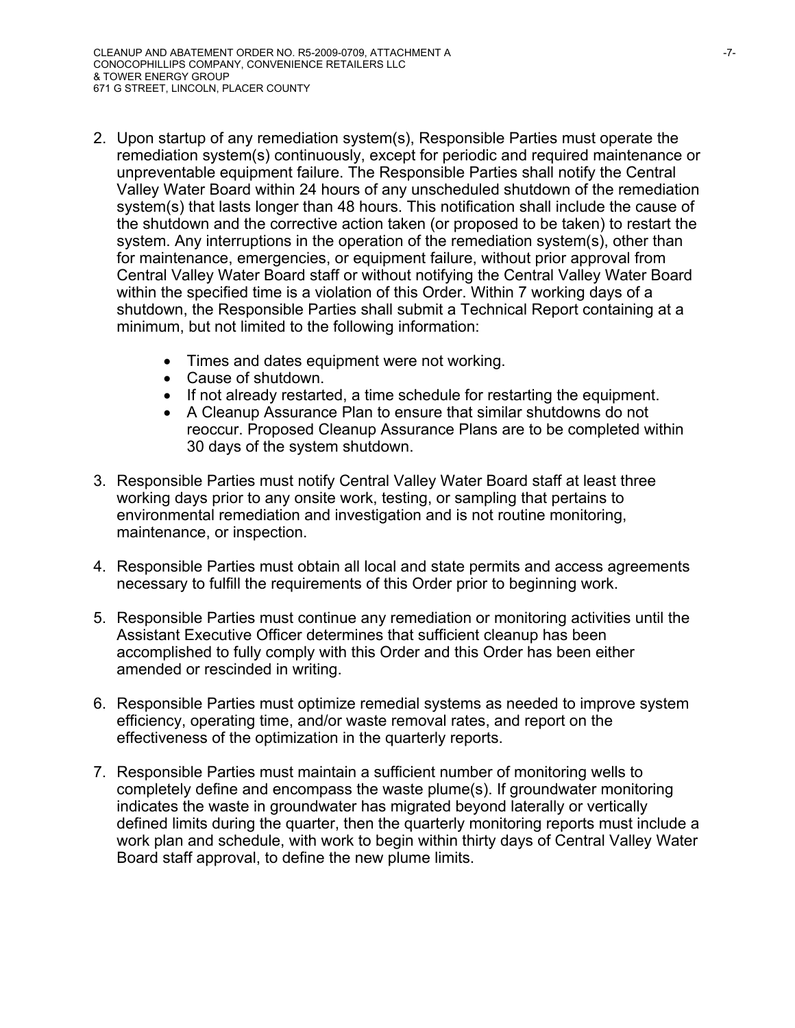2. Upon startup of any remediation system(s), Responsible Parties must operate the remediation system(s) continuously, except for periodic and required maintenance or unpreventable equipment failure. The Responsible Parties shall notify the Central Valley Water Board within 24 hours of any unscheduled shutdown of the remediation system(s) that lasts longer than 48 hours. This notification shall include the cause of the shutdown and the corrective action taken (or proposed to be taken) to restart the system. Any interruptions in the operation of the remediation system(s), other than for maintenance, emergencies, or equipment failure, without prior approval from Central Valley Water Board staff or without notifying the Central Valley Water Board within the specified time is a violation of this Order. Within 7 working days of a shutdown, the Responsible Parties shall submit a Technical Report containing at a minimum, but not limited to the following information:

    - Times and dates equipment were not working.
    - Cause of shutdown.
    - If not already restarted, a time schedule for restarting the equipment.
    - A Cleanup Assurance Plan to ensure that similar shutdowns do not reoccur. Proposed Cleanup Assurance Plans are to be completed within 30 days of the system shutdown.

3. Responsible Parties must notify Central Valley Water Board staff at least three working days prior to any onsite work, testing, or sampling that pertains to environmental remediation and investigation and is not routine monitoring, maintenance, or inspection.

4. Responsible Parties must obtain all local and state permits and access agreements necessary to fulfill the requirements of this Order prior to beginning work.

5. Responsible Parties must continue any remediation or monitoring activities until the Assistant Executive Officer determines that sufficient cleanup has been accomplished to fully comply with this Order and this Order has been either amended or rescinded in writing.

6. Responsible Parties must optimize remedial systems as needed to improve system efficiency, operating time, and/or waste removal rates, and report on the effectiveness of the optimization in the quarterly reports.

7. Responsible Parties must maintain a sufficient number of monitoring wells to completely define and encompass the waste plume(s). If groundwater monitoring indicates the waste in groundwater has migrated beyond laterally or vertically defined limits during the quarter, then the quarterly monitoring reports must include a work plan and schedule, with work to begin within thirty days of Central Valley Water Board staff approval, to define the new plume limits.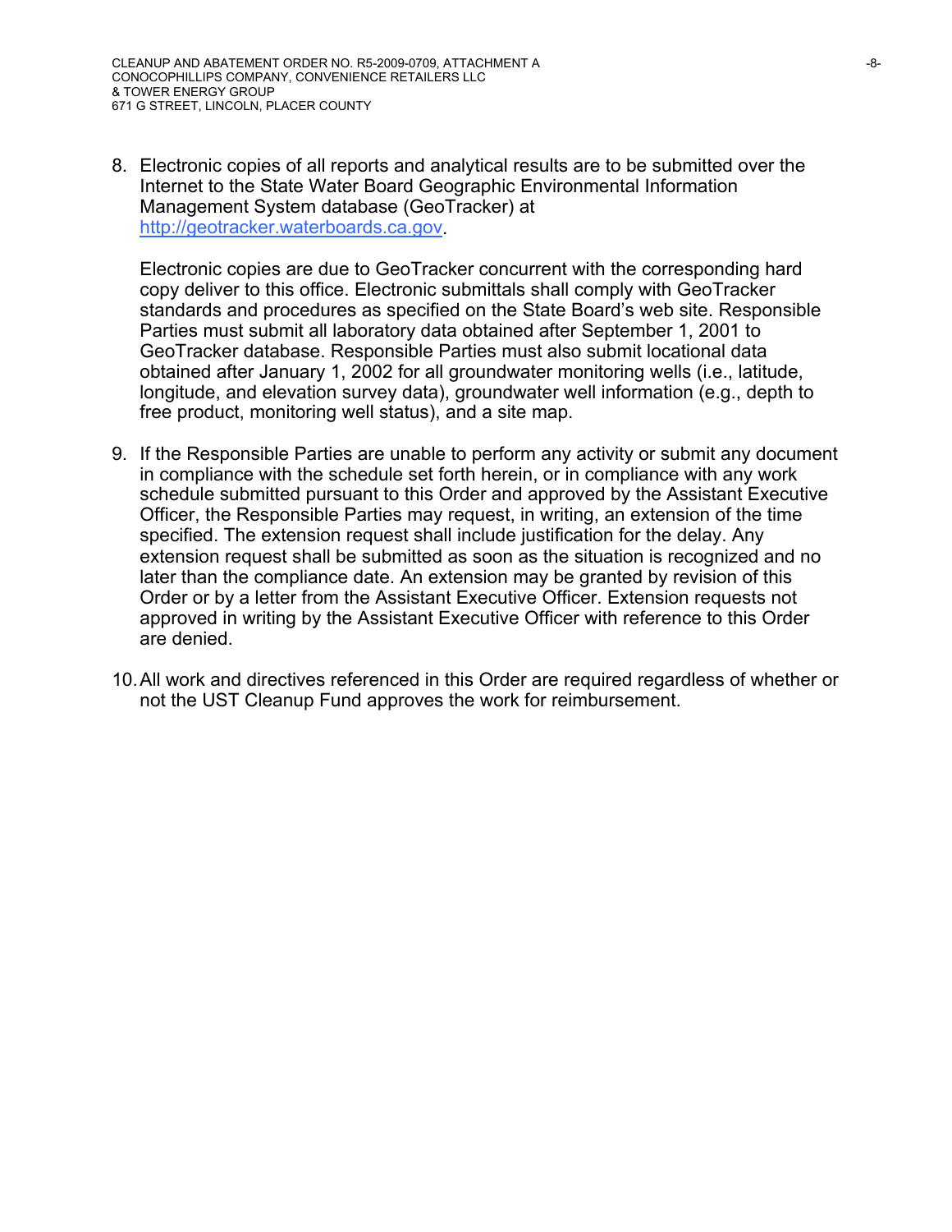8. Electronic copies of all reports and analytical results are to be submitted over the Internet to the State Water Board Geographic Environmental Information Management System database (GeoTracker) at http://geotracker.waterboards.ca.gov.

   Electronic copies are due to GeoTracker concurrent with the corresponding hard copy deliver to this office. Electronic submittals shall comply with GeoTracker standards and procedures as specified on the State Board's web site. Responsible Parties must submit all laboratory data obtained after September 1, 2001 to GeoTracker database. Responsible Parties must also submit locational data obtained after January 1, 2002 for all groundwater monitoring wells (i.e., latitude, longitude, and elevation survey data), groundwater well information (e.g., depth to free product, monitoring well status), and a site map.

9. If the Responsible Parties are unable to perform any activity or submit any document in compliance with the schedule set forth herein, or in compliance with any work schedule submitted pursuant to this Order and approved by the Assistant Executive Officer, the Responsible Parties may request, in writing, an extension of the time specified. The extension request shall include justification for the delay. Any extension request shall be submitted as soon as the situation is recognized and no later than the compliance date. An extension may be granted by revision of this Order or by a letter from the Assistant Executive Officer. Extension requests not approved in writing by the Assistant Executive Officer with reference to this Order are denied.

10. All work and directives referenced in this Order are required regardless of whether or not the UST Cleanup Fund approves the work for reimbursement.